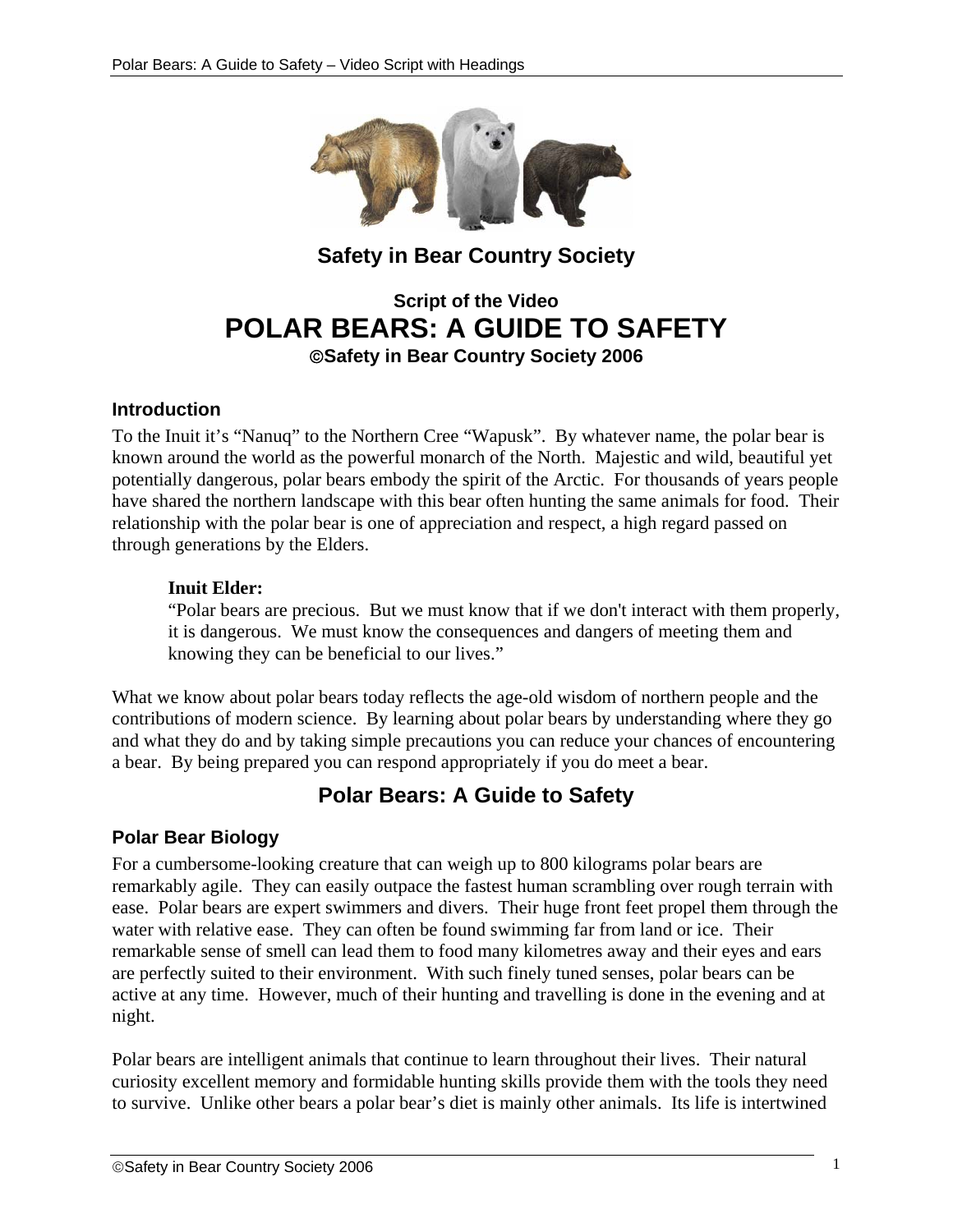## Safety in Bear Country Society

### Script of the Video

# POLAR BEARS: A GUIDE TO SAFETY

**©Safety in Bear Country Society 2006**

### Introduction

To the Inuit it's "Nanuq" to the Northern Cree "Wapusk". By whatever name, the polar bear is known around the world as the powerful monarch of the North. Majestic and wild, beautiful yet potentially dangerous, polar bears embody the spirit of the Arctic. For thousands of years people have shared the northern landscape with this bear often hunting the same animals for food. Their relationship with the polar bear is one of appreciation and respect, a high regard passed on through generations by the Elders.

> **Inuit Elder:**
> "Polar bears are precious. But we must know that if we don't interact with them properly, it is dangerous. We must know the consequences and dangers of meeting them and knowing they can be beneficial to our lives."

What we know about polar bears today reflects the age-old wisdom of northern people and the contributions of modern science. By learning about polar bears by understanding where they go and what they do and by taking simple precautions you can reduce your chances of encountering a bear. By being prepared you can respond appropriately if you do meet a bear.

## Polar Bears: A Guide to Safety

### Polar Bear Biology

For a cumbersome-looking creature that can weigh up to 800 kilograms polar bears are remarkably agile. They can easily outpace the fastest human scrambling over rough terrain with ease. Polar bears are expert swimmers and divers. Their huge front feet propel them through the water with relative ease. They can often be found swimming far from land or ice. Their remarkable sense of smell can lead them to food many kilometres away and their eyes and ears are perfectly suited to their environment. With such finely tuned senses, polar bears can be active at any time. However, much of their hunting and travelling is done in the evening and at night.

Polar bears are intelligent animals that continue to learn throughout their lives. Their natural curiosity excellent memory and formidable hunting skills provide them with the tools they need to survive. Unlike other bears a polar bear's diet is mainly other animals. Its life is intertwined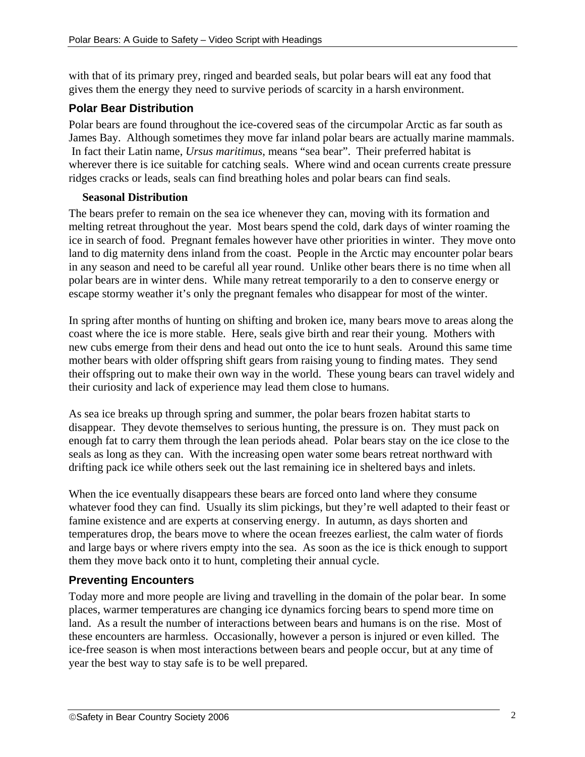with that of its primary prey, ringed and bearded seals, but polar bears will eat any food that gives them the energy they need to survive periods of scarcity in a harsh environment.

## Polar Bear Distribution

Polar bears are found throughout the ice-covered seas of the circumpolar Arctic as far south as James Bay. Although sometimes they move far inland polar bears are actually marine mammals. In fact their Latin name, *Ursus maritimus*, means "sea bear". Their preferred habitat is wherever there is ice suitable for catching seals. Where wind and ocean currents create pressure ridges cracks or leads, seals can find breathing holes and polar bears can find seals.

### Seasonal Distribution

The bears prefer to remain on the sea ice whenever they can, moving with its formation and melting retreat throughout the year. Most bears spend the cold, dark days of winter roaming the ice in search of food. Pregnant females however have other priorities in winter. They move onto land to dig maternity dens inland from the coast. People in the Arctic may encounter polar bears in any season and need to be careful all year round. Unlike other bears there is no time when all polar bears are in winter dens. While many retreat temporarily to a den to conserve energy or escape stormy weather it's only the pregnant females who disappear for most of the winter.

In spring after months of hunting on shifting and broken ice, many bears move to areas along the coast where the ice is more stable. Here, seals give birth and rear their young. Mothers with new cubs emerge from their dens and head out onto the ice to hunt seals. Around this same time mother bears with older offspring shift gears from raising young to finding mates. They send their offspring out to make their own way in the world. These young bears can travel widely and their curiosity and lack of experience may lead them close to humans.

As sea ice breaks up through spring and summer, the polar bears frozen habitat starts to disappear. They devote themselves to serious hunting, the pressure is on. They must pack on enough fat to carry them through the lean periods ahead. Polar bears stay on the ice close to the seals as long as they can. With the increasing open water some bears retreat northward with drifting pack ice while others seek out the last remaining ice in sheltered bays and inlets.

When the ice eventually disappears these bears are forced onto land where they consume whatever food they can find. Usually its slim pickings, but they're well adapted to their feast or famine existence and are experts at conserving energy. In autumn, as days shorten and temperatures drop, the bears move to where the ocean freezes earliest, the calm water of fiords and large bays or where rivers empty into the sea. As soon as the ice is thick enough to support them they move back onto it to hunt, completing their annual cycle.

## Preventing Encounters

Today more and more people are living and travelling in the domain of the polar bear. In some places, warmer temperatures are changing ice dynamics forcing bears to spend more time on land. As a result the number of interactions between bears and humans is on the rise. Most of these encounters are harmless. Occasionally, however a person is injured or even killed. The ice-free season is when most interactions between bears and people occur, but at any time of year the best way to stay safe is to be well prepared.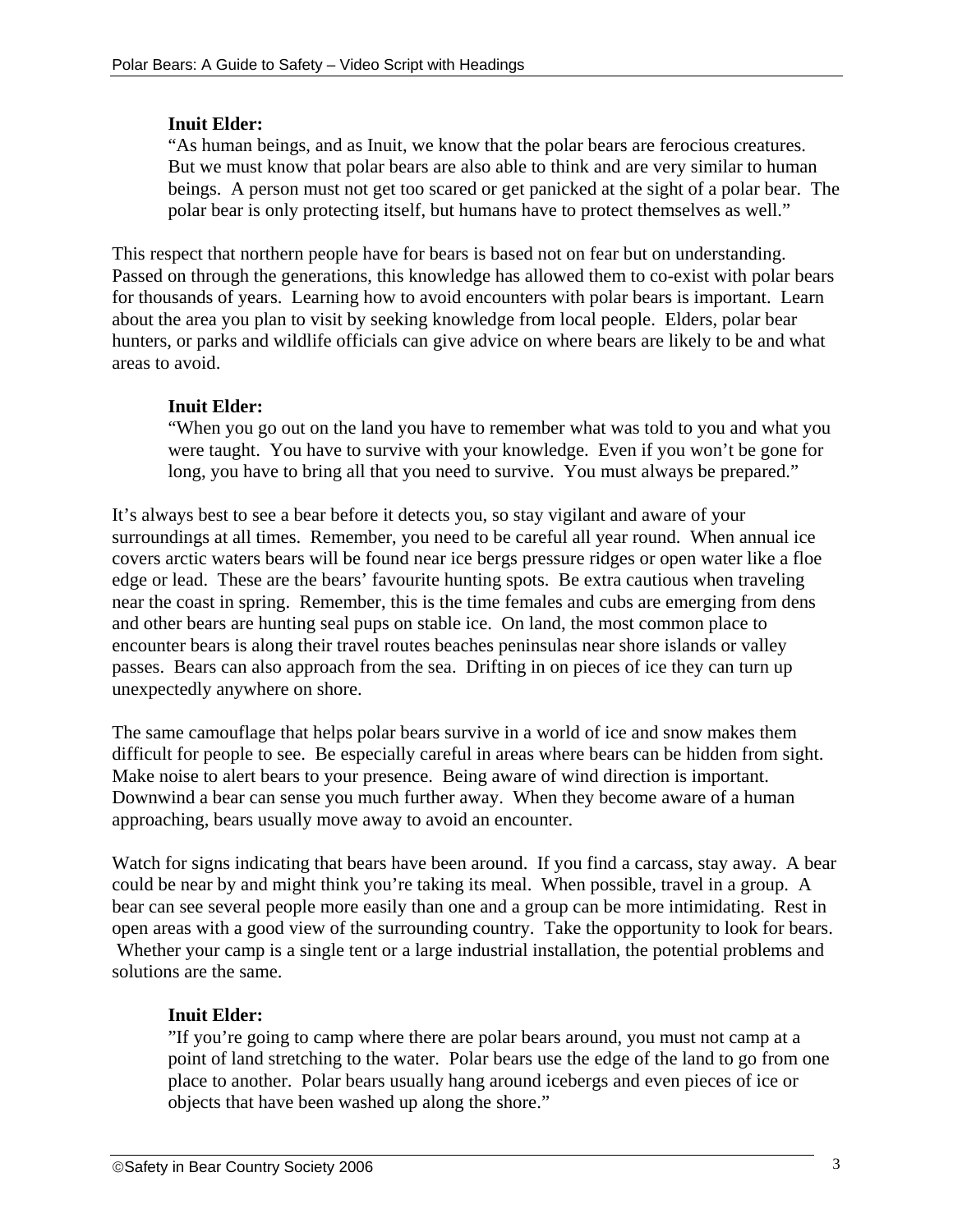**Inuit Elder:**

"As human beings, and as Inuit, we know that the polar bears are ferocious creatures. But we must know that polar bears are also able to think and are very similar to human beings. A person must not get too scared or get panicked at the sight of a polar bear. The polar bear is only protecting itself, but humans have to protect themselves as well."

This respect that northern people have for bears is based not on fear but on understanding. Passed on through the generations, this knowledge has allowed them to co-exist with polar bears for thousands of years. Learning how to avoid encounters with polar bears is important. Learn about the area you plan to visit by seeking knowledge from local people. Elders, polar bear hunters, or parks and wildlife officials can give advice on where bears are likely to be and what areas to avoid.

**Inuit Elder:**

"When you go out on the land you have to remember what was told to you and what you were taught. You have to survive with your knowledge. Even if you won't be gone for long, you have to bring all that you need to survive. You must always be prepared."

It's always best to see a bear before it detects you, so stay vigilant and aware of your surroundings at all times. Remember, you need to be careful all year round. When annual ice covers arctic waters bears will be found near ice bergs pressure ridges or open water like a floe edge or lead. These are the bears' favourite hunting spots. Be extra cautious when traveling near the coast in spring. Remember, this is the time females and cubs are emerging from dens and other bears are hunting seal pups on stable ice. On land, the most common place to encounter bears is along their travel routes beaches peninsulas near shore islands or valley passes. Bears can also approach from the sea. Drifting in on pieces of ice they can turn up unexpectedly anywhere on shore.

The same camouflage that helps polar bears survive in a world of ice and snow makes them difficult for people to see. Be especially careful in areas where bears can be hidden from sight. Make noise to alert bears to your presence. Being aware of wind direction is important. Downwind a bear can sense you much further away. When they become aware of a human approaching, bears usually move away to avoid an encounter.

Watch for signs indicating that bears have been around. If you find a carcass, stay away. A bear could be near by and might think you're taking its meal. When possible, travel in a group. A bear can see several people more easily than one and a group can be more intimidating. Rest in open areas with a good view of the surrounding country. Take the opportunity to look for bears. Whether your camp is a single tent or a large industrial installation, the potential problems and solutions are the same.

**Inuit Elder:**

"If you're going to camp where there are polar bears around, you must not camp at a point of land stretching to the water. Polar bears use the edge of the land to go from one place to another. Polar bears usually hang around icebergs and even pieces of ice or objects that have been washed up along the shore."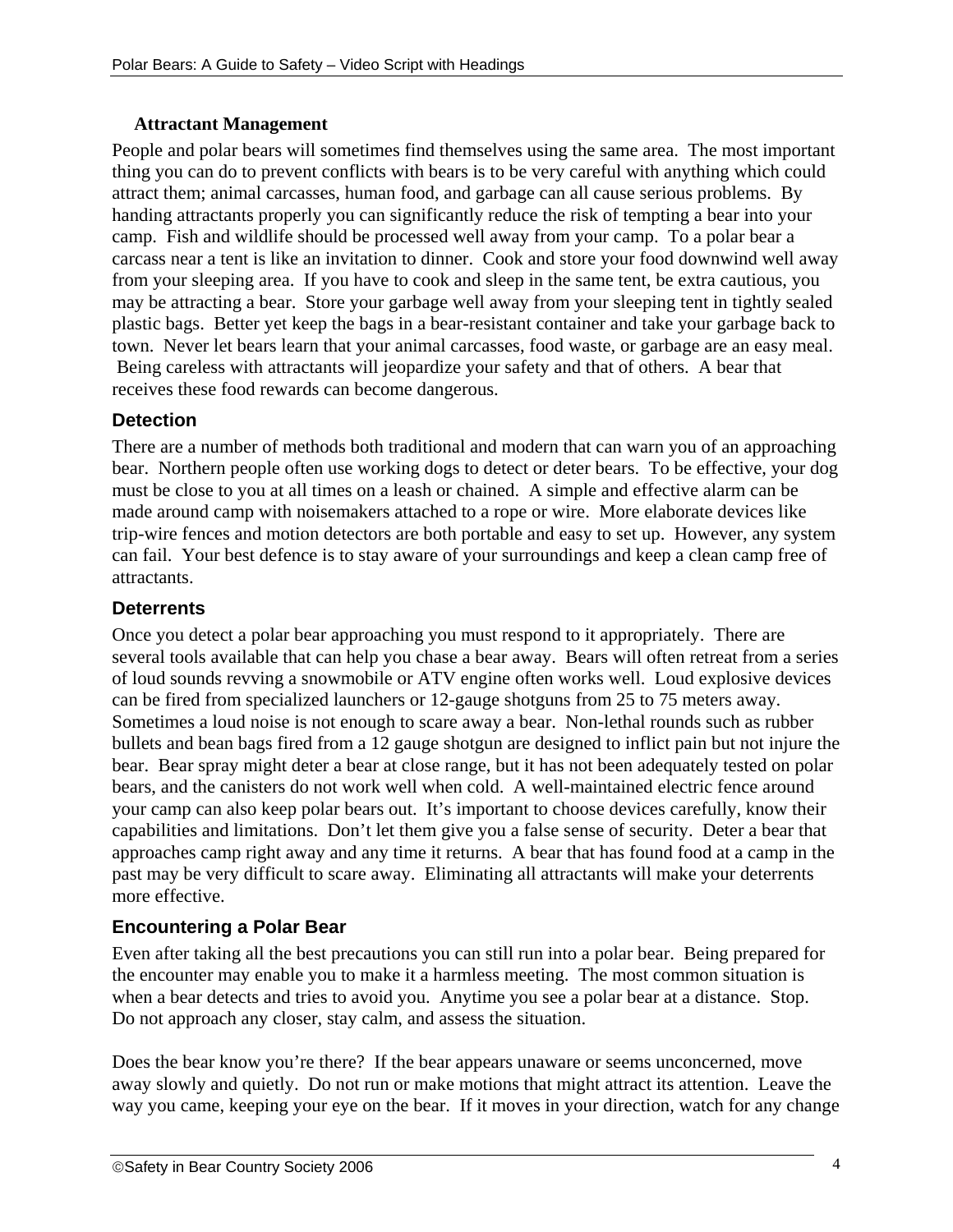### Attractant Management

People and polar bears will sometimes find themselves using the same area. The most important thing you can do to prevent conflicts with bears is to be very careful with anything which could attract them; animal carcasses, human food, and garbage can all cause serious problems. By handing attractants properly you can significantly reduce the risk of tempting a bear into your camp. Fish and wildlife should be processed well away from your camp. To a polar bear a carcass near a tent is like an invitation to dinner. Cook and store your food downwind well away from your sleeping area. If you have to cook and sleep in the same tent, be extra cautious, you may be attracting a bear. Store your garbage well away from your sleeping tent in tightly sealed plastic bags. Better yet keep the bags in a bear-resistant container and take your garbage back to town. Never let bears learn that your animal carcasses, food waste, or garbage are an easy meal. Being careless with attractants will jeopardize your safety and that of others. A bear that receives these food rewards can become dangerous.

### Detection

There are a number of methods both traditional and modern that can warn you of an approaching bear. Northern people often use working dogs to detect or deter bears. To be effective, your dog must be close to you at all times on a leash or chained. A simple and effective alarm can be made around camp with noisemakers attached to a rope or wire. More elaborate devices like trip-wire fences and motion detectors are both portable and easy to set up. However, any system can fail. Your best defence is to stay aware of your surroundings and keep a clean camp free of attractants.

### Deterrents

Once you detect a polar bear approaching you must respond to it appropriately. There are several tools available that can help you chase a bear away. Bears will often retreat from a series of loud sounds revving a snowmobile or ATV engine often works well. Loud explosive devices can be fired from specialized launchers or 12-gauge shotguns from 25 to 75 meters away. Sometimes a loud noise is not enough to scare away a bear. Non-lethal rounds such as rubber bullets and bean bags fired from a 12 gauge shotgun are designed to inflict pain but not injure the bear. Bear spray might deter a bear at close range, but it has not been adequately tested on polar bears, and the canisters do not work well when cold. A well-maintained electric fence around your camp can also keep polar bears out. It's important to choose devices carefully, know their capabilities and limitations. Don't let them give you a false sense of security. Deter a bear that approaches camp right away and any time it returns. A bear that has found food at a camp in the past may be very difficult to scare away. Eliminating all attractants will make your deterrents more effective.

### Encountering a Polar Bear

Even after taking all the best precautions you can still run into a polar bear. Being prepared for the encounter may enable you to make it a harmless meeting. The most common situation is when a bear detects and tries to avoid you. Anytime you see a polar bear at a distance. Stop. Do not approach any closer, stay calm, and assess the situation.

Does the bear know you're there? If the bear appears unaware or seems unconcerned, move away slowly and quietly. Do not run or make motions that might attract its attention. Leave the way you came, keeping your eye on the bear. If it moves in your direction, watch for any change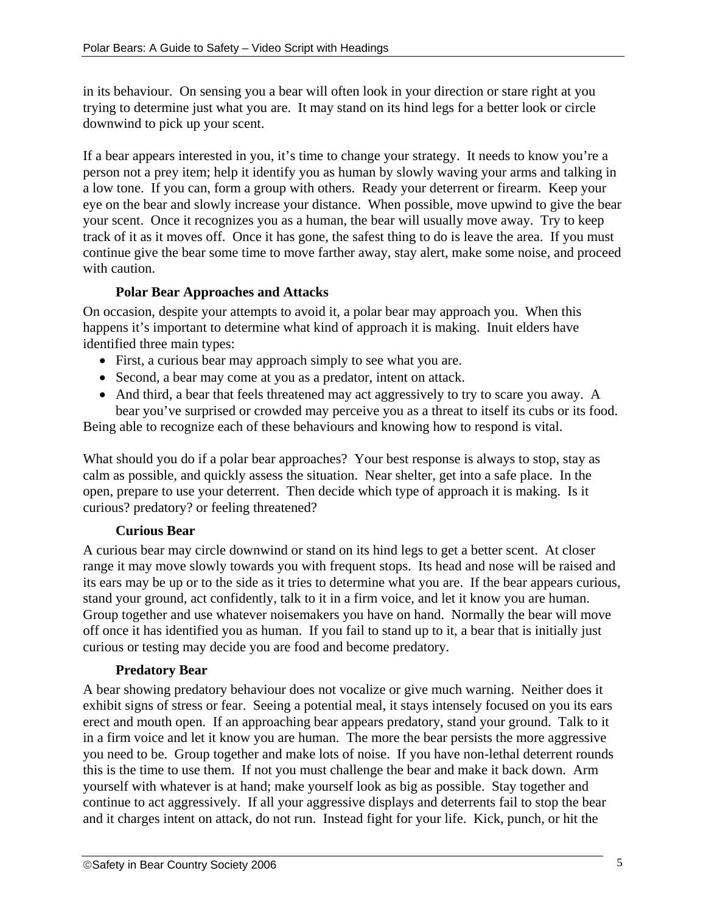in its behaviour. On sensing you a bear will often look in your direction or stare right at you trying to determine just what you are. It may stand on its hind legs for a better look or circle downwind to pick up your scent.

If a bear appears interested in you, it's time to change your strategy. It needs to know you're a person not a prey item; help it identify you as human by slowly waving your arms and talking in a low tone. If you can, form a group with others. Ready your deterrent or firearm. Keep your eye on the bear and slowly increase your distance. When possible, move upwind to give the bear your scent. Once it recognizes you as a human, the bear will usually move away. Try to keep track of it as it moves off. Once it has gone, the safest thing to do is leave the area. If you must continue give the bear some time to move farther away, stay alert, make some noise, and proceed with caution.

### Polar Bear Approaches and Attacks

On occasion, despite your attempts to avoid it, a polar bear may approach you. When this happens it's important to determine what kind of approach it is making. Inuit elders have identified three main types:

- First, a curious bear may approach simply to see what you are.
- Second, a bear may come at you as a predator, intent on attack.
- And third, a bear that feels threatened may act aggressively to try to scare you away. A bear you've surprised or crowded may perceive you as a threat to itself its cubs or its food.

Being able to recognize each of these behaviours and knowing how to respond is vital.

What should you do if a polar bear approaches? Your best response is always to stop, stay as calm as possible, and quickly assess the situation. Near shelter, get into a safe place. In the open, prepare to use your deterrent. Then decide which type of approach it is making. Is it curious? predatory? or feeling threatened?

### Curious Bear

A curious bear may circle downwind or stand on its hind legs to get a better scent. At closer range it may move slowly towards you with frequent stops. Its head and nose will be raised and its ears may be up or to the side as it tries to determine what you are. If the bear appears curious, stand your ground, act confidently, talk to it in a firm voice, and let it know you are human. Group together and use whatever noisemakers you have on hand. Normally the bear will move off once it has identified you as human. If you fail to stand up to it, a bear that is initially just curious or testing may decide you are food and become predatory.

### Predatory Bear

A bear showing predatory behaviour does not vocalize or give much warning. Neither does it exhibit signs of stress or fear. Seeing a potential meal, it stays intensely focused on you its ears erect and mouth open. If an approaching bear appears predatory, stand your ground. Talk to it in a firm voice and let it know you are human. The more the bear persists the more aggressive you need to be. Group together and make lots of noise. If you have non-lethal deterrent rounds this is the time to use them. If not you must challenge the bear and make it back down. Arm yourself with whatever is at hand; make yourself look as big as possible. Stay together and continue to act aggressively. If all your aggressive displays and deterrents fail to stop the bear and it charges intent on attack, do not run. Instead fight for your life. Kick, punch, or hit the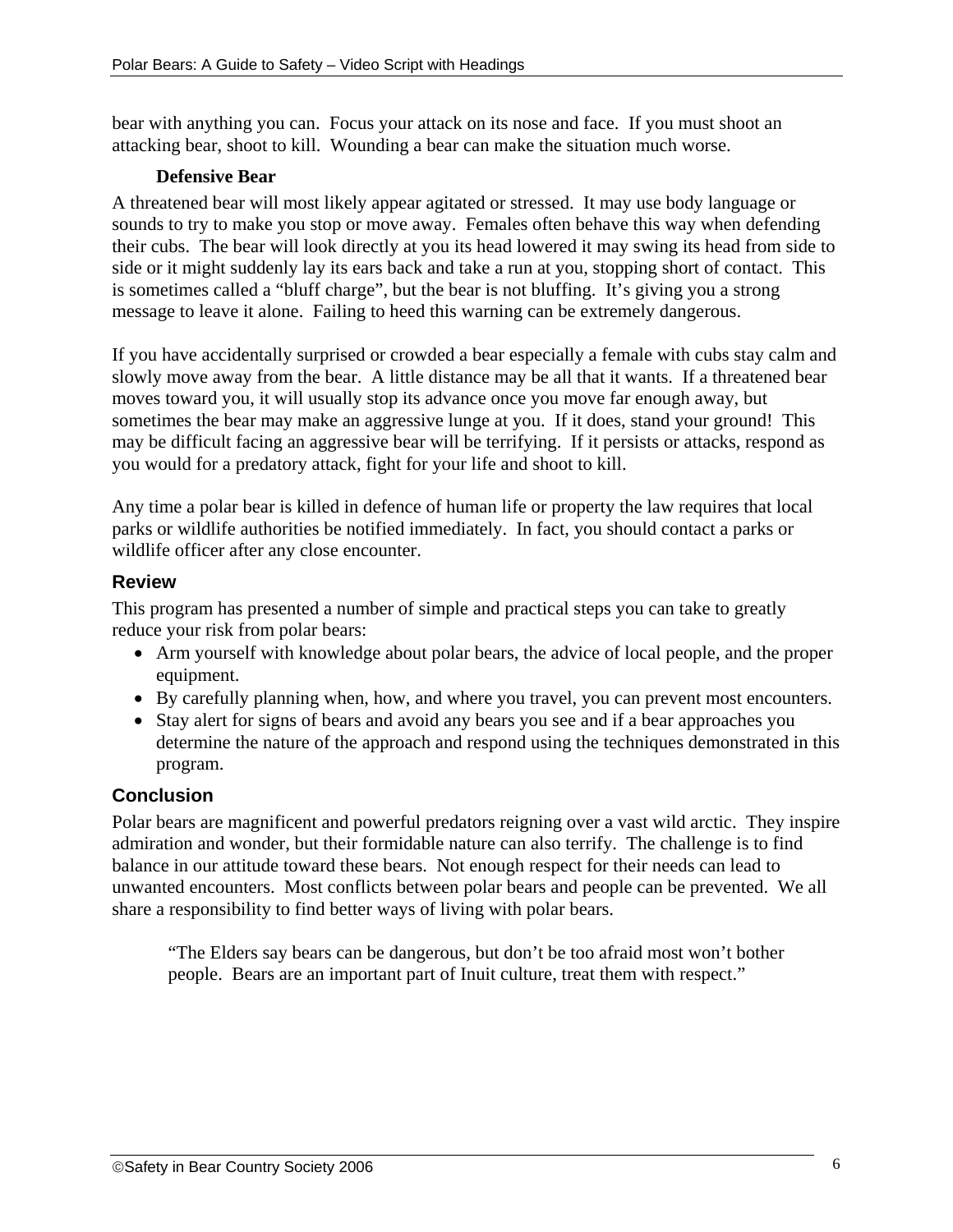bear with anything you can. Focus your attack on its nose and face. If you must shoot an attacking bear, shoot to kill. Wounding a bear can make the situation much worse.

### Defensive Bear

A threatened bear will most likely appear agitated or stressed. It may use body language or sounds to try to make you stop or move away. Females often behave this way when defending their cubs. The bear will look directly at you its head lowered it may swing its head from side to side or it might suddenly lay its ears back and take a run at you, stopping short of contact. This is sometimes called a "bluff charge", but the bear is not bluffing. It's giving you a strong message to leave it alone. Failing to heed this warning can be extremely dangerous.

If you have accidentally surprised or crowded a bear especially a female with cubs stay calm and slowly move away from the bear. A little distance may be all that it wants. If a threatened bear moves toward you, it will usually stop its advance once you move far enough away, but sometimes the bear may make an aggressive lunge at you. If it does, stand your ground! This may be difficult facing an aggressive bear will be terrifying. If it persists or attacks, respond as you would for a predatory attack, fight for your life and shoot to kill.

Any time a polar bear is killed in defence of human life or property the law requires that local parks or wildlife authorities be notified immediately. In fact, you should contact a parks or wildlife officer after any close encounter.

## Review

This program has presented a number of simple and practical steps you can take to greatly reduce your risk from polar bears:

- Arm yourself with knowledge about polar bears, the advice of local people, and the proper equipment.
- By carefully planning when, how, and where you travel, you can prevent most encounters.
- Stay alert for signs of bears and avoid any bears you see and if a bear approaches you determine the nature of the approach and respond using the techniques demonstrated in this program.

## Conclusion

Polar bears are magnificent and powerful predators reigning over a vast wild arctic. They inspire admiration and wonder, but their formidable nature can also terrify. The challenge is to find balance in our attitude toward these bears. Not enough respect for their needs can lead to unwanted encounters. Most conflicts between polar bears and people can be prevented. We all share a responsibility to find better ways of living with polar bears.

> "The Elders say bears can be dangerous, but don't be too afraid most won't bother people. Bears are an important part of Inuit culture, treat them with respect."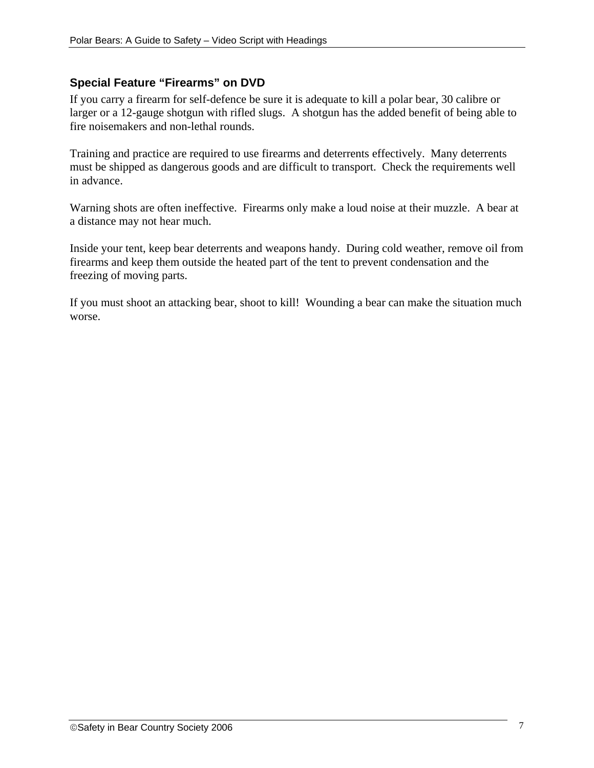## Special Feature "Firearms" on DVD

If you carry a firearm for self-defence be sure it is adequate to kill a polar bear, 30 calibre or larger or a 12-gauge shotgun with rifled slugs. A shotgun has the added benefit of being able to fire noisemakers and non-lethal rounds.

Training and practice are required to use firearms and deterrents effectively. Many deterrents must be shipped as dangerous goods and are difficult to transport. Check the requirements well in advance.

Warning shots are often ineffective. Firearms only make a loud noise at their muzzle. A bear at a distance may not hear much.

Inside your tent, keep bear deterrents and weapons handy. During cold weather, remove oil from firearms and keep them outside the heated part of the tent to prevent condensation and the freezing of moving parts.

If you must shoot an attacking bear, shoot to kill! Wounding a bear can make the situation much worse.